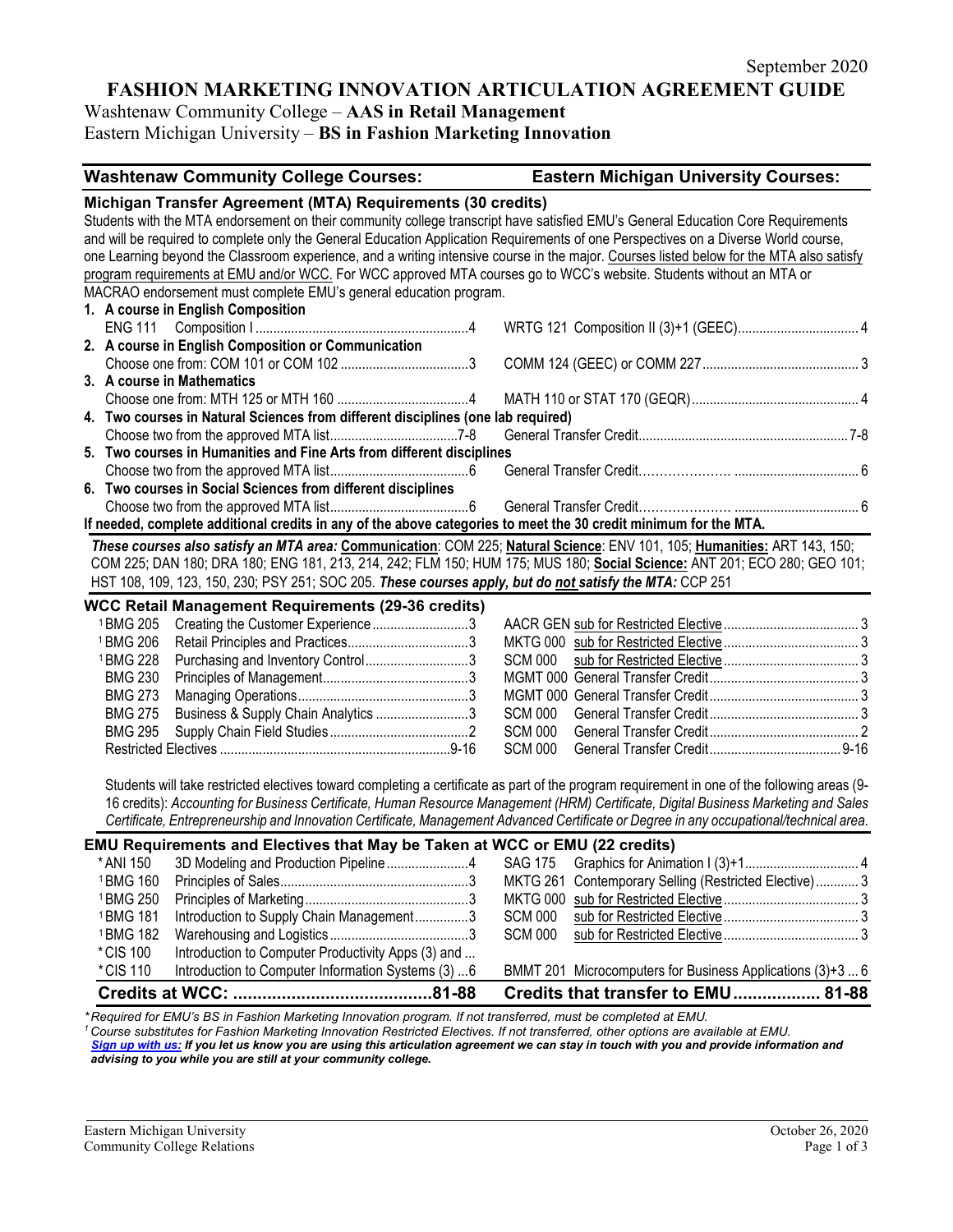September 2020

# FASHION MARKETING INNOVATION ARTICULATION AGREEMENT GUIDE

Washtenaw Community College – **AAS in Retail Management**
Eastern Michigan University – **BS in Fashion Marketing Innovation**

| **Washtenaw Community College Courses:** | | **Eastern Michigan University Courses:** |
|---|---|---|

## Michigan Transfer Agreement (MTA) Requirements (30 credits)

Students with the MTA endorsement on their community college transcript have satisfied EMU's General Education Core Requirements and will be required to complete only the General Education Application Requirements of one Perspectives on a Diverse World course, one Learning beyond the Classroom experience, and a writing intensive course in the major. Courses listed below for the MTA also satisfy program requirements at EMU and/or WCC. For WCC approved MTA courses go to WCC's website. Students without an MTA or MACRAO endorsement must complete EMU's general education program.

**1. A course in English Composition**

| WCC | Credits | EMU | Credits |
|---|---|---|---|
| ENG 111 Composition I | 4 | WRTG 121 Composition II (3)+1 (GEEC) | 4 |

**2. A course in English Composition or Communication**

| WCC | Credits | EMU | Credits |
|---|---|---|---|
| Choose one from: COM 101 or COM 102 | 3 | COMM 124 (GEEC) or COMM 227 | 3 |

**3. A course in Mathematics**

| WCC | Credits | EMU | Credits |
|---|---|---|---|
| Choose one from: MTH 125 or MTH 160 | 4 | MATH 110 or STAT 170 (GEQR) | 4 |

**4. Two courses in Natural Sciences from different disciplines (one lab required)**

| WCC | Credits | EMU | Credits |
|---|---|---|---|
| Choose two from the approved MTA list | 7-8 | General Transfer Credit | 7-8 |

**5. Two courses in Humanities and Fine Arts from different disciplines**

| WCC | Credits | EMU | Credits |
|---|---|---|---|
| Choose two from the approved MTA list | 6 | General Transfer Credit | 6 |

**6. Two courses in Social Sciences from different disciplines**

| WCC | Credits | EMU | Credits |
|---|---|---|---|
| Choose two from the approved MTA list | 6 | General Transfer Credit | 6 |

**If needed, complete additional credits in any of the above categories to meet the 30 credit minimum for the MTA.**

***These courses also satisfy an MTA area:* Communication**: COM 225; **Natural Science**: ENV 101, 105; **Humanities:** ART 143, 150; COM 225; DAN 180; DRA 180; ENG 181, 213, 214, 242; FLM 150; HUM 175; MUS 180; **Social Science:** ANT 201; ECO 280; GEO 101; HST 108, 109, 123, 150, 230; PSY 251; SOC 205. ***These courses apply, but do not satisfy the MTA:*** CCP 251

## WCC Retail Management Requirements (29-36 credits)

| WCC Course | Title | Credits | EMU Course | Title | Credits |
|---|---|---|---|---|---|
| [1]BMG 205 | Creating the Customer Experience | 3 | AACR GEN | sub for Restricted Elective | 3 |
| [1]BMG 206 | Retail Principles and Practices | 3 | MKTG 000 | sub for Restricted Elective | 3 |
| [1]BMG 228 | Purchasing and Inventory Control | 3 | SCM 000 | sub for Restricted Elective | 3 |
| BMG 230 | Principles of Management | 3 | MGMT 000 | General Transfer Credit | 3 |
| BMG 273 | Managing Operations | 3 | MGMT 000 | General Transfer Credit | 3 |
| BMG 275 | Business & Supply Chain Analytics | 3 | SCM 000 | General Transfer Credit | 3 |
| BMG 295 | Supply Chain Field Studies | 2 | SCM 000 | General Transfer Credit | 2 |
| Restricted Electives | | 9-16 | SCM 000 | General Transfer Credit | 9-16 |

Students will take restricted electives toward completing a certificate as part of the program requirement in one of the following areas (9-16 credits): *Accounting for Business Certificate, Human Resource Management (HRM) Certificate, Digital Business Marketing and Sales Certificate, Entrepreneurship and Innovation Certificate, Management Advanced Certificate or Degree in any occupational/technical area.*

## EMU Requirements and Electives that May be Taken at WCC or EMU (22 credits)

| WCC Course | Title | Credits | EMU Course | Title | Credits |
|---|---|---|---|---|---|
| *ANI 150 | 3D Modeling and Production Pipeline | 4 | SAG 175 | Graphics for Animation I (3)+1 | 4 |
| [1]BMG 160 | Principles of Sales | 3 | MKTG 261 | Contemporary Selling (Restricted Elective) | 3 |
| [1]BMG 250 | Principles of Marketing | 3 | MKTG 000 | sub for Restricted Elective | 3 |
| [1]BMG 181 | Introduction to Supply Chain Management | 3 | SCM 000 | sub for Restricted Elective | 3 |
| [1]BMG 182 | Warehousing and Logistics | 3 | SCM 000 | sub for Restricted Elective | 3 |
| *CIS 100 | Introduction to Computer Productivity Apps (3) and ... | | | | |
| *CIS 110 | Introduction to Computer Information Systems (3) | 6 | BMMT 201 | Microcomputers for Business Applications (3)+3 | 6 |
| **Credits at WCC:** | | **81-88** | **Credits that transfer to EMU** | | **81-88** |

*\*Required for EMU's BS in Fashion Marketing Innovation program. If not transferred, must be completed at EMU.*
*[1] Course substitutes for Fashion Marketing Innovation Restricted Electives. If not transferred, other options are available at EMU.*
***Sign up with us:** If you let us know you are using this articulation agreement we can stay in touch with you and provide information and advising to you while you are still at your community college.*

Eastern Michigan University
Community College Relations

October 26, 2020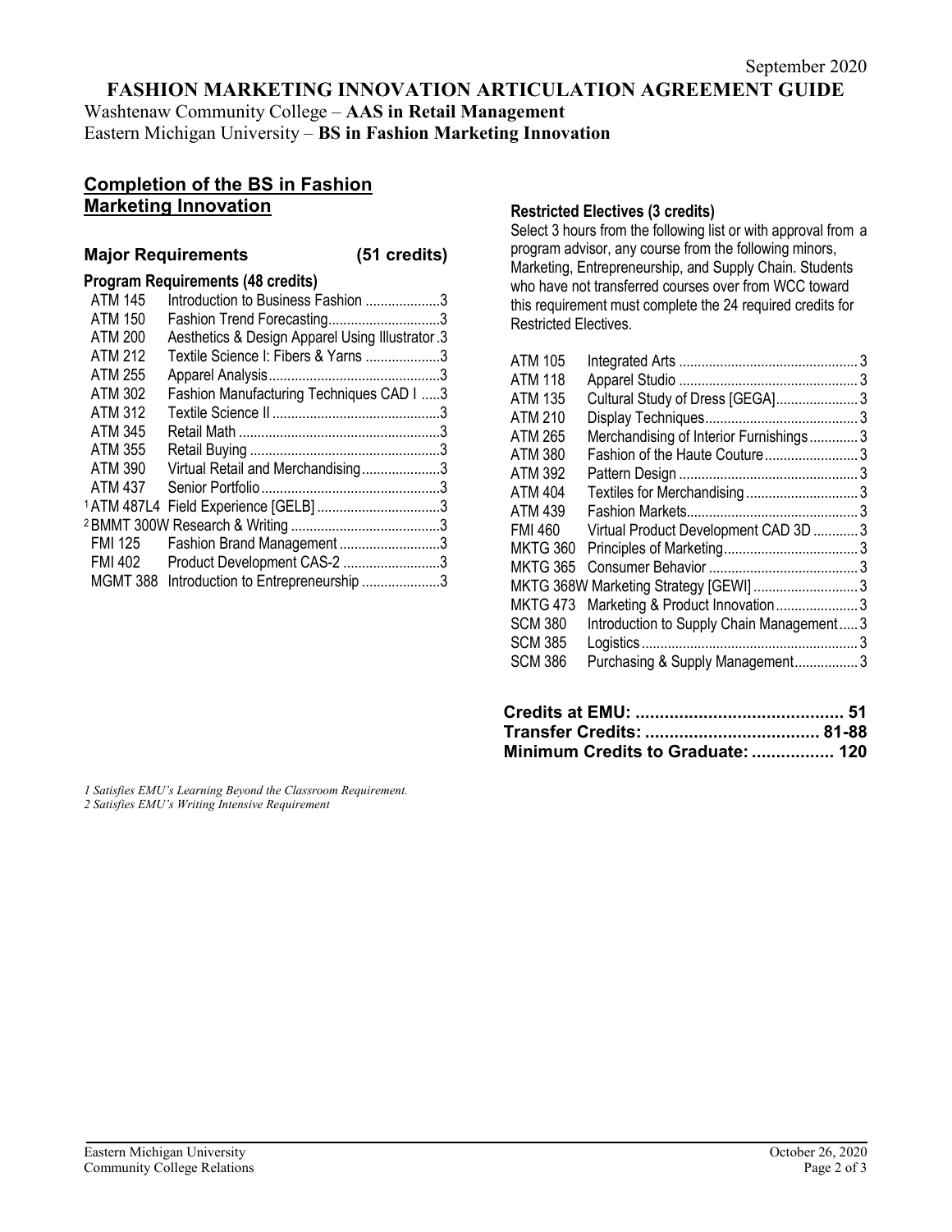September 2020

# FASHION MARKETING INNOVATION ARTICULATION AGREEMENT GUIDE

Washtenaw Community College – **AAS in Retail Management**
Eastern Michigan University – **BS in Fashion Marketing Innovation**

## Completion of the BS in Fashion Marketing Innovation

### Major Requirements (51 credits)

**Program Requirements (48 credits)**

| Course | Title | Credits |
|---|---|---|
| ATM 145 | Introduction to Business Fashion | 3 |
| ATM 150 | Fashion Trend Forecasting | 3 |
| ATM 200 | Aesthetics & Design Apparel Using Illustrator | 3 |
| ATM 212 | Textile Science I: Fibers & Yarns | 3 |
| ATM 255 | Apparel Analysis | 3 |
| ATM 302 | Fashion Manufacturing Techniques CAD I | 3 |
| ATM 312 | Textile Science II | 3 |
| ATM 345 | Retail Math | 3 |
| ATM 355 | Retail Buying | 3 |
| ATM 390 | Virtual Retail and Merchandising | 3 |
| ATM 437 | Senior Portfolio | 3 |
| [1] ATM 487L4 | Field Experience [GELB] | 3 |
| [2] BMMT 300W | Research & Writing | 3 |
| FMI 125 | Fashion Brand Management | 3 |
| FMI 402 | Product Development CAS-2 | 3 |
| MGMT 388 | Introduction to Entrepreneurship | 3 |

**Restricted Electives (3 credits)**

Select 3 hours from the following list or with approval from a program advisor, any course from the following minors, Marketing, Entrepreneurship, and Supply Chain. Students who have not transferred courses over from WCC toward this requirement must complete the 24 required credits for Restricted Electives.

| Course | Title | Credits |
|---|---|---|
| ATM 105 | Integrated Arts | 3 |
| ATM 118 | Apparel Studio | 3 |
| ATM 135 | Cultural Study of Dress [GEGA] | 3 |
| ATM 210 | Display Techniques | 3 |
| ATM 265 | Merchandising of Interior Furnishings | 3 |
| ATM 380 | Fashion of the Haute Couture | 3 |
| ATM 392 | Pattern Design | 3 |
| ATM 404 | Textiles for Merchandising | 3 |
| ATM 439 | Fashion Markets | 3 |
| FMI 460 | Virtual Product Development CAD 3D | 3 |
| MKTG 360 | Principles of Marketing | 3 |
| MKTG 365 | Consumer Behavior | 3 |
| MKTG 368W | Marketing Strategy [GEWI] | 3 |
| MKTG 473 | Marketing & Product Innovation | 3 |
| SCM 380 | Introduction to Supply Chain Management | 3 |
| SCM 385 | Logistics | 3 |
| SCM 386 | Purchasing & Supply Management | 3 |

**Credits at EMU: 51**
**Transfer Credits: 81-88**
**Minimum Credits to Graduate: 120**

*1 Satisfies EMU's Learning Beyond the Classroom Requirement.*
*2 Satisfies EMU's Writing Intensive Requirement*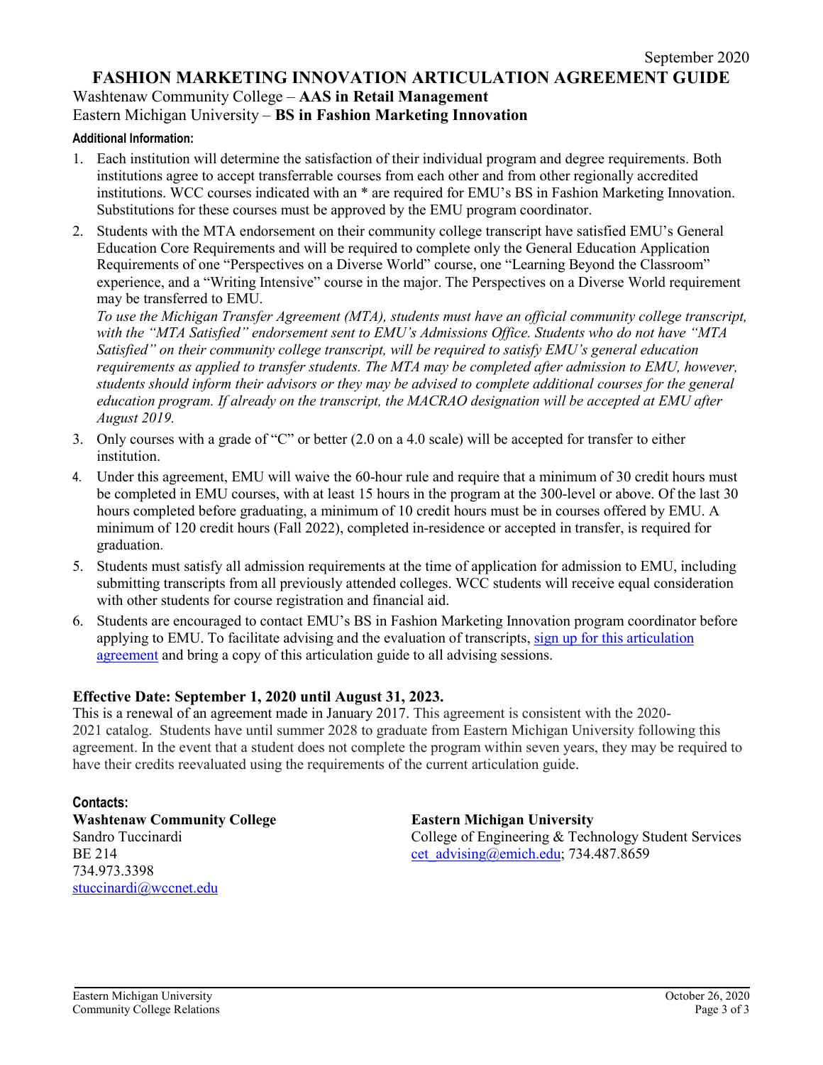September 2020

# FASHION MARKETING INNOVATION ARTICULATION AGREEMENT GUIDE

Washtenaw Community College – **AAS in Retail Management**
Eastern Michigan University – **BS in Fashion Marketing Innovation**

**Additional Information:**

1. Each institution will determine the satisfaction of their individual program and degree requirements. Both institutions agree to accept transferrable courses from each other and from other regionally accredited institutions. WCC courses indicated with an * are required for EMU's BS in Fashion Marketing Innovation. Substitutions for these courses must be approved by the EMU program coordinator.
2. Students with the MTA endorsement on their community college transcript have satisfied EMU's General Education Core Requirements and will be required to complete only the General Education Application Requirements of one "Perspectives on a Diverse World" course, one "Learning Beyond the Classroom" experience, and a "Writing Intensive" course in the major. The Perspectives on a Diverse World requirement may be transferred to EMU.
   *To use the Michigan Transfer Agreement (MTA), students must have an official community college transcript, with the "MTA Satisfied" endorsement sent to EMU's Admissions Office. Students who do not have "MTA Satisfied" on their community college transcript, will be required to satisfy EMU's general education requirements as applied to transfer students. The MTA may be completed after admission to EMU, however, students should inform their advisors or they may be advised to complete additional courses for the general education program. If already on the transcript, the MACRAO designation will be accepted at EMU after August 2019.*
3. Only courses with a grade of "C" or better (2.0 on a 4.0 scale) will be accepted for transfer to either institution.
4. Under this agreement, EMU will waive the 60-hour rule and require that a minimum of 30 credit hours must be completed in EMU courses, with at least 15 hours in the program at the 300-level or above. Of the last 30 hours completed before graduating, a minimum of 10 credit hours must be in courses offered by EMU. A minimum of 120 credit hours (Fall 2022), completed in-residence or accepted in transfer, is required for graduation.
5. Students must satisfy all admission requirements at the time of application for admission to EMU, including submitting transcripts from all previously attended colleges. WCC students will receive equal consideration with other students for course registration and financial aid.
6. Students are encouraged to contact EMU's BS in Fashion Marketing Innovation program coordinator before applying to EMU. To facilitate advising and the evaluation of transcripts, sign up for this articulation agreement and bring a copy of this articulation guide to all advising sessions.

**Effective Date: September 1, 2020 until August 31, 2023.**

This is a renewal of an agreement made in January 2017. This agreement is consistent with the 2020-2021 catalog. Students have until summer 2028 to graduate from Eastern Michigan University following this agreement. In the event that a student does not complete the program within seven years, they may be required to have their credits reevaluated using the requirements of the current articulation guide.

**Contacts:**

**Washtenaw Community College**
Sandro Tuccinardi
BE 214
734.973.3398
stuccinardi@wccnet.edu

**Eastern Michigan University**
College of Engineering & Technology Student Services
cet_advising@emich.edu; 734.487.8659